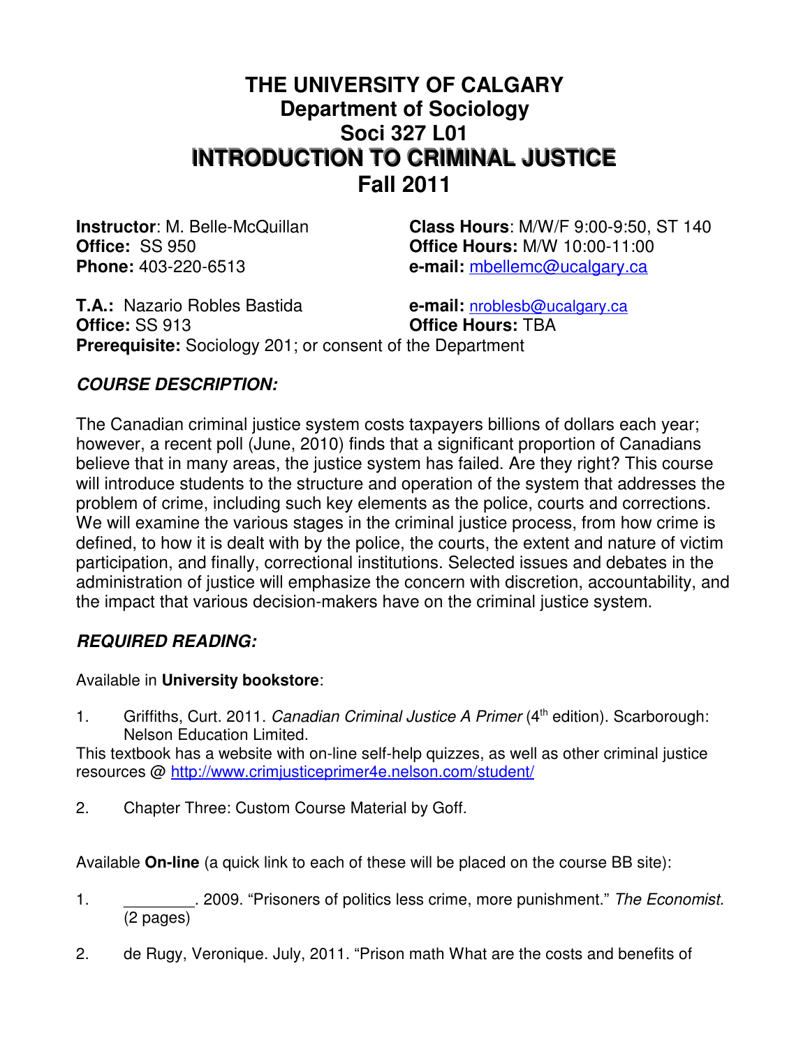# THE UNIVERSITY OF CALGARY
## Department of Sociology
## Soci 327 L01
## INTRODUCTION TO CRIMINAL JUSTICE
## Fall 2011

**Instructor**: M. Belle-McQuillan
**Office:** SS 950
**Phone:** 403-220-6513

**Class Hours**: M/W/F 9:00-9:50, ST 140
**Office Hours:** M/W 10:00-11:00
**e-mail:** mbellemc@ucalgary.ca

**T.A.:** Nazario Robles Bastida
**Office:** SS 913

**e-mail:** nroblesb@ucalgary.ca
**Office Hours:** TBA

**Prerequisite:** Sociology 201; or consent of the Department

### *COURSE DESCRIPTION:*

The Canadian criminal justice system costs taxpayers billions of dollars each year; however, a recent poll (June, 2010) finds that a significant proportion of Canadians believe that in many areas, the justice system has failed. Are they right? This course will introduce students to the structure and operation of the system that addresses the problem of crime, including such key elements as the police, courts and corrections. We will examine the various stages in the criminal justice process, from how crime is defined, to how it is dealt with by the police, the courts, the extent and nature of victim participation, and finally, correctional institutions. Selected issues and debates in the administration of justice will emphasize the concern with discretion, accountability, and the impact that various decision-makers have on the criminal justice system.

### *REQUIRED READING:*

Available in **University bookstore**:

1. Griffiths, Curt. 2011. *Canadian Criminal Justice A Primer* (4th edition). Scarborough: Nelson Education Limited.

This textbook has a website with on-line self-help quizzes, as well as other criminal justice resources @ http://www.crimjusticeprimer4e.nelson.com/student/

2. Chapter Three: Custom Course Material by Goff.

Available **On-line** (a quick link to each of these will be placed on the course BB site):

1. ________. 2009. "Prisoners of politics less crime, more punishment." *The Economist.* (2 pages)

2. de Rugy, Veronique. July, 2011. "Prison math What are the costs and benefits of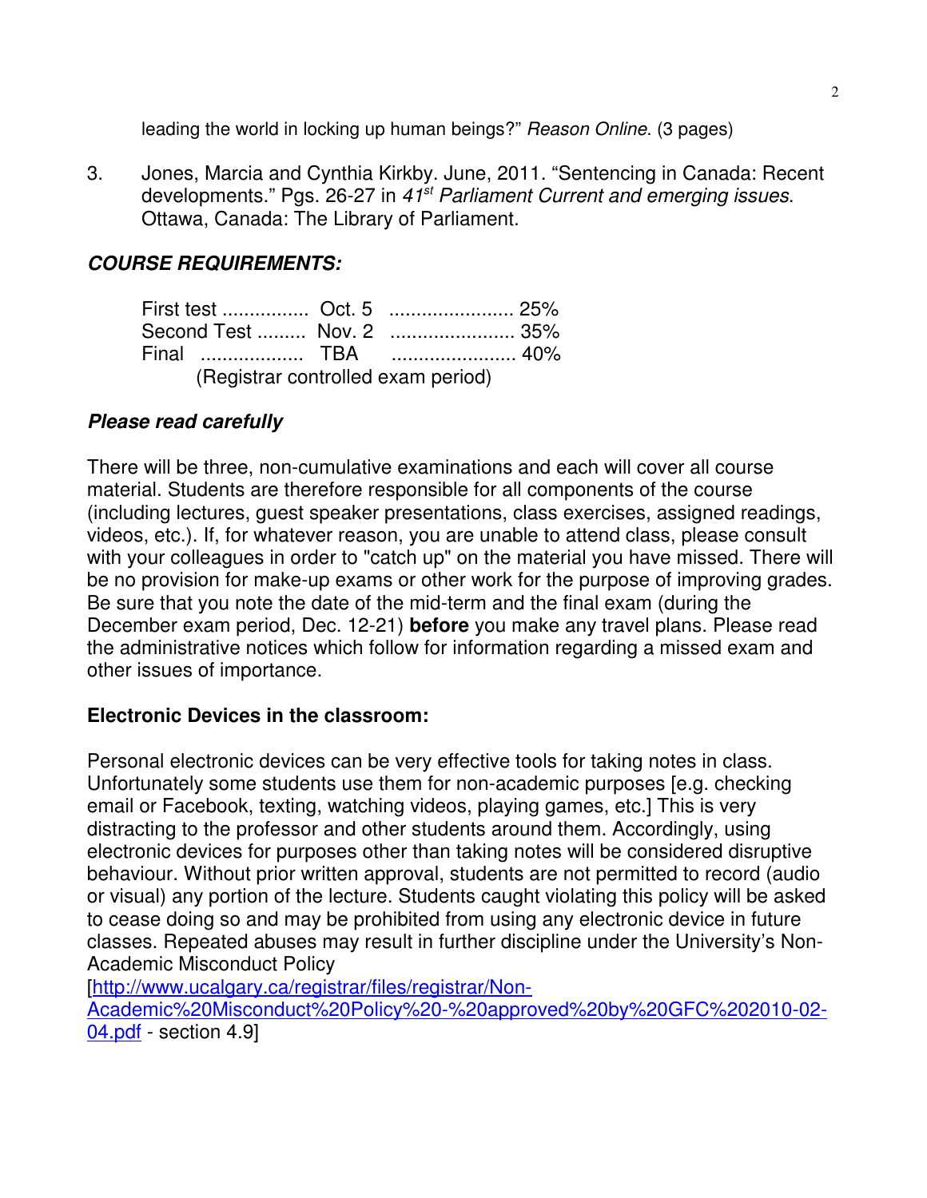leading the world in locking up human beings?" *Reason Online*. (3 pages)

3. Jones, Marcia and Cynthia Kirkby. June, 2011. "Sentencing in Canada: Recent developments." Pgs. 26-27 in *41st Parliament Current and emerging issues*. Ottawa, Canada: The Library of Parliament.

## *COURSE REQUIREMENTS:*

| | | |
|---|---|---|
| First test ................ | Oct. 5 | ....................... 25% |
| Second Test ......... | Nov. 2 | ....................... 35% |
| Final ................... | TBA | ....................... 40% |

(Registrar controlled exam period)

### *Please read carefully*

There will be three, non-cumulative examinations and each will cover all course material. Students are therefore responsible for all components of the course (including lectures, guest speaker presentations, class exercises, assigned readings, videos, etc.). If, for whatever reason, you are unable to attend class, please consult with your colleagues in order to "catch up" on the material you have missed. There will be no provision for make-up exams or other work for the purpose of improving grades. Be sure that you note the date of the mid-term and the final exam (during the December exam period, Dec. 12-21) **before** you make any travel plans. Please read the administrative notices which follow for information regarding a missed exam and other issues of importance.

### Electronic Devices in the classroom:

Personal electronic devices can be very effective tools for taking notes in class. Unfortunately some students use them for non-academic purposes [e.g. checking email or Facebook, texting, watching videos, playing games, etc.] This is very distracting to the professor and other students around them. Accordingly, using electronic devices for purposes other than taking notes will be considered disruptive behaviour. Without prior written approval, students are not permitted to record (audio or visual) any portion of the lecture. Students caught violating this policy will be asked to cease doing so and may be prohibited from using any electronic device in future classes. Repeated abuses may result in further discipline under the University's Non-Academic Misconduct Policy [http://www.ucalgary.ca/registrar/files/registrar/Non-Academic%20Misconduct%20Policy%20-%20approved%20by%20GFC%202010-02-04.pdf - section 4.9]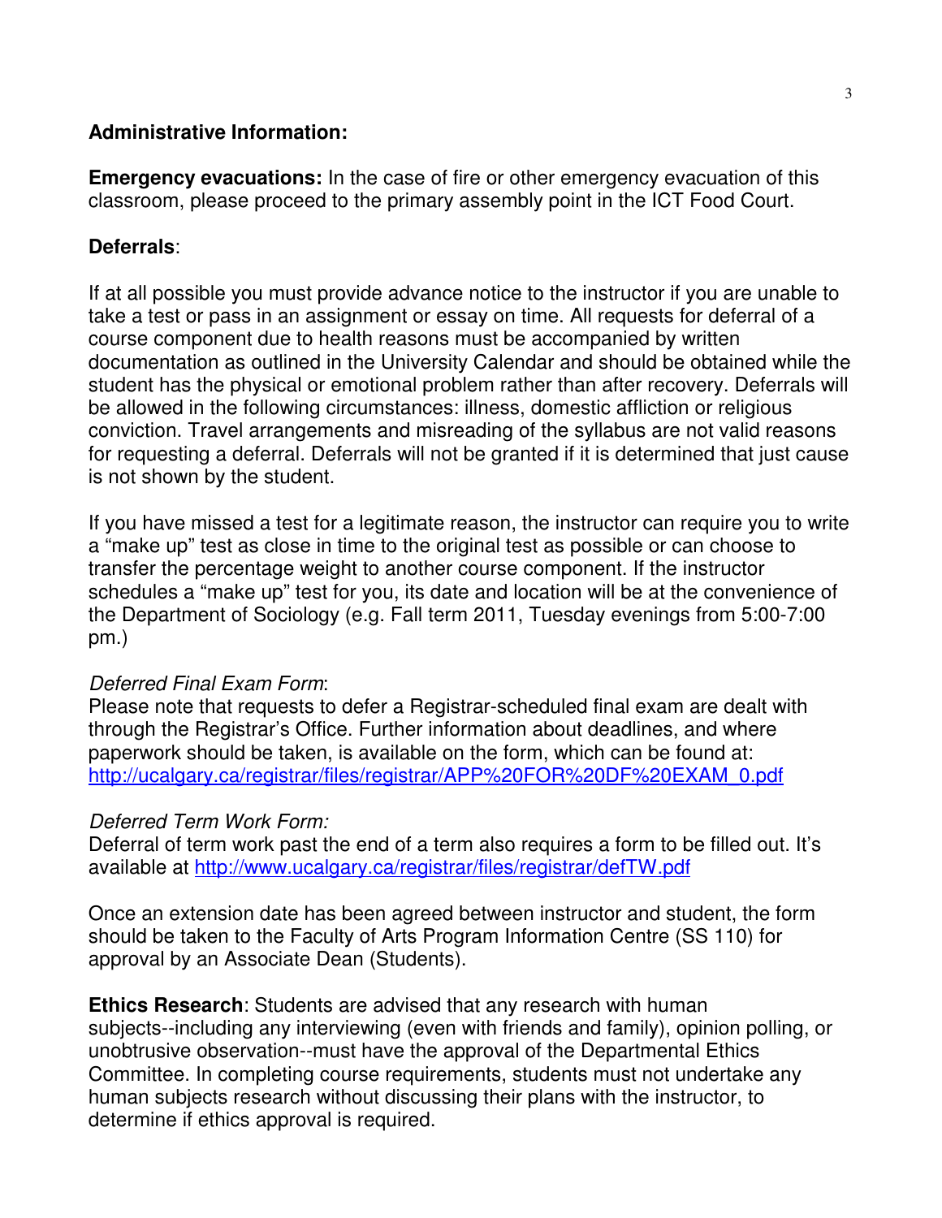**Administrative Information:**

**Emergency evacuations:** In the case of fire or other emergency evacuation of this classroom, please proceed to the primary assembly point in the ICT Food Court.

**Deferrals**:

If at all possible you must provide advance notice to the instructor if you are unable to take a test or pass in an assignment or essay on time. All requests for deferral of a course component due to health reasons must be accompanied by written documentation as outlined in the University Calendar and should be obtained while the student has the physical or emotional problem rather than after recovery. Deferrals will be allowed in the following circumstances: illness, domestic affliction or religious conviction. Travel arrangements and misreading of the syllabus are not valid reasons for requesting a deferral. Deferrals will not be granted if it is determined that just cause is not shown by the student.

If you have missed a test for a legitimate reason, the instructor can require you to write a "make up" test as close in time to the original test as possible or can choose to transfer the percentage weight to another course component. If the instructor schedules a "make up" test for you, its date and location will be at the convenience of the Department of Sociology (e.g. Fall term 2011, Tuesday evenings from 5:00-7:00 pm.)

*Deferred Final Exam Form*:
Please note that requests to defer a Registrar-scheduled final exam are dealt with through the Registrar's Office. Further information about deadlines, and where paperwork should be taken, is available on the form, which can be found at: [http://ucalgary.ca/registrar/files/registrar/APP%20FOR%20DF%20EXAM_0.pdf](http://ucalgary.ca/registrar/files/registrar/APP%20FOR%20DF%20EXAM_0.pdf)

*Deferred Term Work Form:*
Deferral of term work past the end of a term also requires a form to be filled out. It's available at [http://www.ucalgary.ca/registrar/files/registrar/defTW.pdf](http://www.ucalgary.ca/registrar/files/registrar/defTW.pdf)

Once an extension date has been agreed between instructor and student, the form should be taken to the Faculty of Arts Program Information Centre (SS 110) for approval by an Associate Dean (Students).

**Ethics Research**: Students are advised that any research with human subjects--including any interviewing (even with friends and family), opinion polling, or unobtrusive observation--must have the approval of the Departmental Ethics Committee. In completing course requirements, students must not undertake any human subjects research without discussing their plans with the instructor, to determine if ethics approval is required.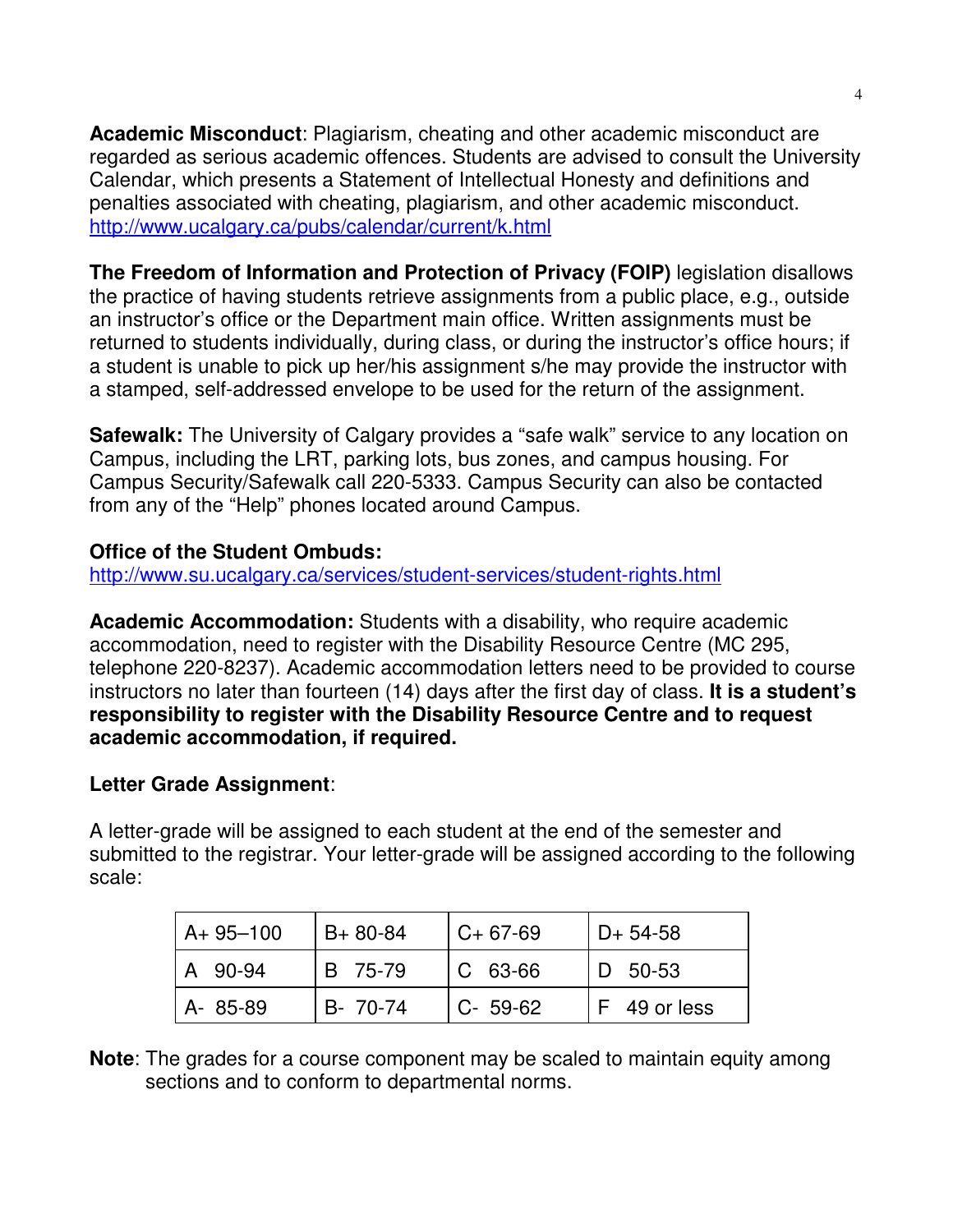**Academic Misconduct**: Plagiarism, cheating and other academic misconduct are regarded as serious academic offences. Students are advised to consult the University Calendar, which presents a Statement of Intellectual Honesty and definitions and penalties associated with cheating, plagiarism, and other academic misconduct. http://www.ucalgary.ca/pubs/calendar/current/k.html

**The Freedom of Information and Protection of Privacy (FOIP)** legislation disallows the practice of having students retrieve assignments from a public place, e.g., outside an instructor's office or the Department main office. Written assignments must be returned to students individually, during class, or during the instructor's office hours; if a student is unable to pick up her/his assignment s/he may provide the instructor with a stamped, self-addressed envelope to be used for the return of the assignment.

**Safewalk:** The University of Calgary provides a "safe walk" service to any location on Campus, including the LRT, parking lots, bus zones, and campus housing. For Campus Security/Safewalk call 220-5333. Campus Security can also be contacted from any of the "Help" phones located around Campus.

**Office of the Student Ombuds:**
http://www.su.ucalgary.ca/services/student-services/student-rights.html

**Academic Accommodation:** Students with a disability, who require academic accommodation, need to register with the Disability Resource Centre (MC 295, telephone 220-8237). Academic accommodation letters need to be provided to course instructors no later than fourteen (14) days after the first day of class. **It is a student's responsibility to register with the Disability Resource Centre and to request academic accommodation, if required.**

**Letter Grade Assignment**:

A letter-grade will be assigned to each student at the end of the semester and submitted to the registrar. Your letter-grade will be assigned according to the following scale:

| | | | |
|---|---|---|---|
| A+ 95–100 | B+ 80-84 | C+ 67-69 | D+ 54-58 |
| A 90-94 | B 75-79 | C 63-66 | D 50-53 |
| A- 85-89 | B- 70-74 | C- 59-62 | F 49 or less |

**Note**: The grades for a course component may be scaled to maintain equity among sections and to conform to departmental norms.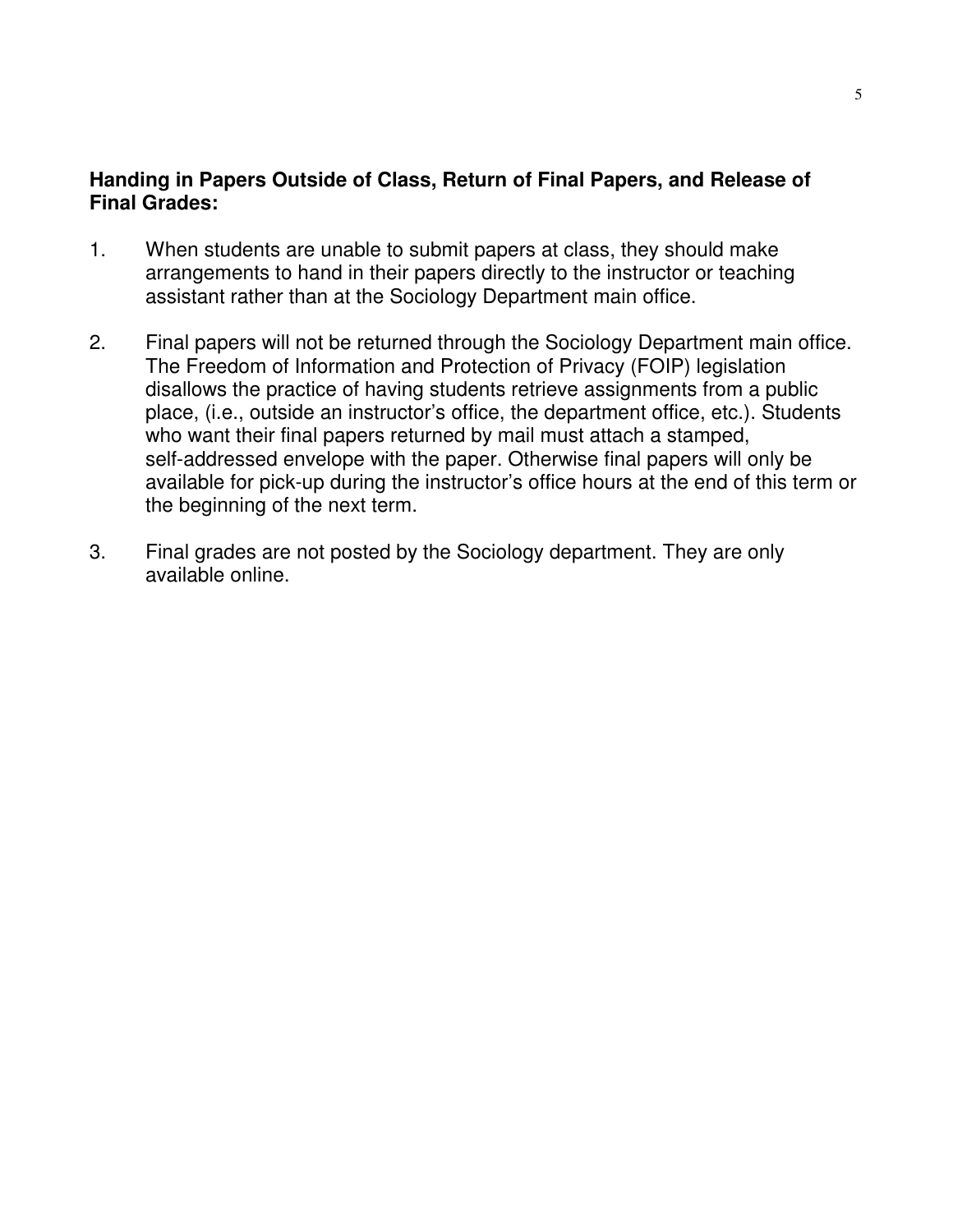**Handing in Papers Outside of Class, Return of Final Papers, and Release of Final Grades:**

1. When students are unable to submit papers at class, they should make arrangements to hand in their papers directly to the instructor or teaching assistant rather than at the Sociology Department main office.

2. Final papers will not be returned through the Sociology Department main office. The Freedom of Information and Protection of Privacy (FOIP) legislation disallows the practice of having students retrieve assignments from a public place, (i.e., outside an instructor's office, the department office, etc.). Students who want their final papers returned by mail must attach a stamped, self-addressed envelope with the paper. Otherwise final papers will only be available for pick-up during the instructor's office hours at the end of this term or the beginning of the next term.

3. Final grades are not posted by the Sociology department. They are only available online.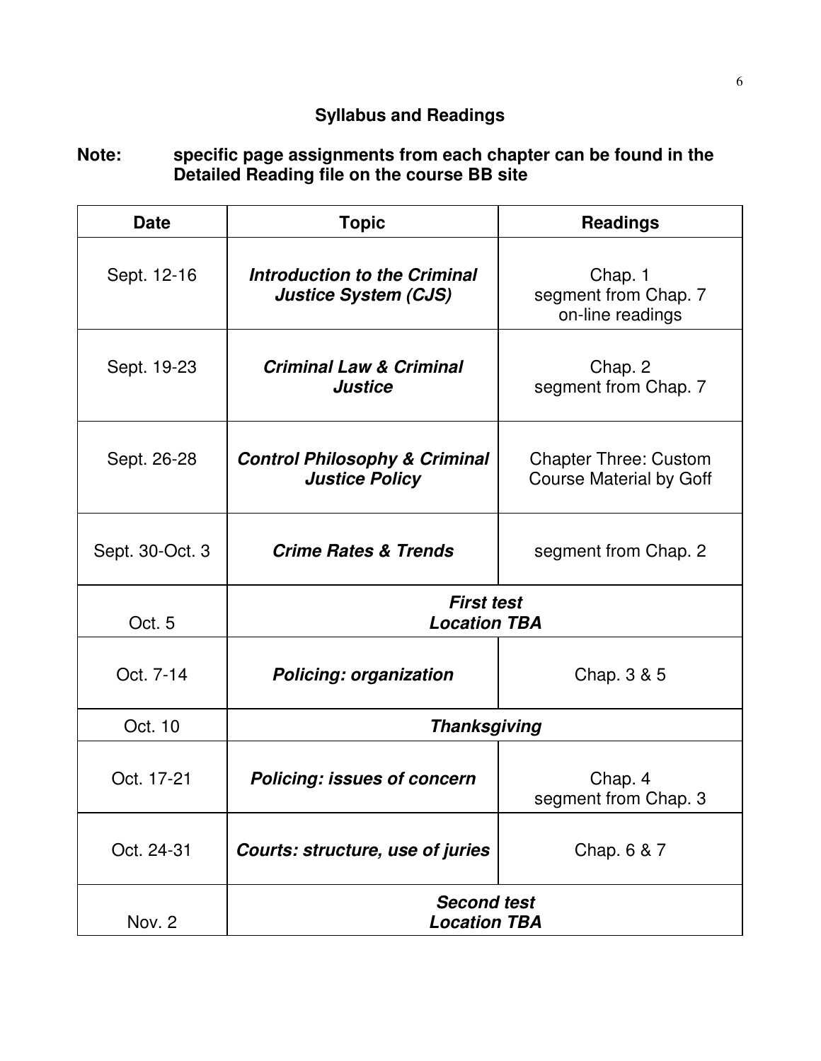## Syllabus and Readings

**Note: specific page assignments from each chapter can be found in the Detailed Reading file on the course BB site**

| Date | Topic | Readings |
|---|---|---|
| Sept. 12-16 | ***Introduction to the Criminal Justice System (CJS)*** | Chap. 1<br>segment from Chap. 7<br>on-line readings |
| Sept. 19-23 | ***Criminal Law & Criminal Justice*** | Chap. 2<br>segment from Chap. 7 |
| Sept. 26-28 | ***Control Philosophy & Criminal Justice Policy*** | Chapter Three: Custom Course Material by Goff |
| Sept. 30-Oct. 3 | ***Crime Rates & Trends*** | segment from Chap. 2 |
| Oct. 5 | ***First test<br>Location TBA*** | |
| Oct. 7-14 | ***Policing: organization*** | Chap. 3 & 5 |
| Oct. 10 | ***Thanksgiving*** | |
| Oct. 17-21 | ***Policing: issues of concern*** | Chap. 4<br>segment from Chap. 3 |
| Oct. 24-31 | ***Courts: structure, use of juries*** | Chap. 6 & 7 |
| Nov. 2 | ***Second test<br>Location TBA*** | |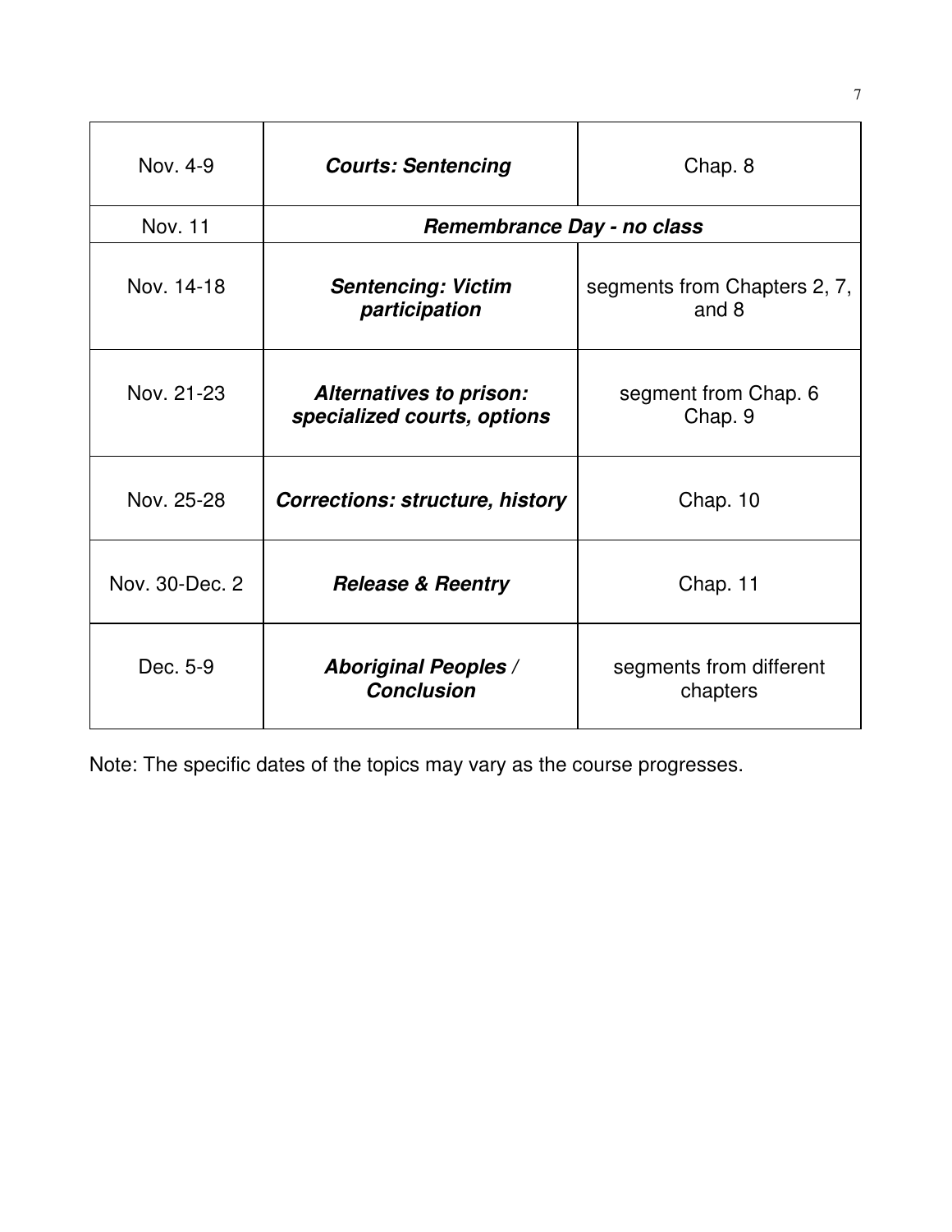| | | |
|---|---|---|
| Nov. 4-9 | ***Courts: Sentencing*** | Chap. 8 |
| Nov. 11 | ***Remembrance Day - no class*** | |
| Nov. 14-18 | ***Sentencing: Victim participation*** | segments from Chapters 2, 7, and 8 |
| Nov. 21-23 | ***Alternatives to prison: specialized courts, options*** | segment from Chap. 6<br>Chap. 9 |
| Nov. 25-28 | ***Corrections: structure, history*** | Chap. 10 |
| Nov. 30-Dec. 2 | ***Release & Reentry*** | Chap. 11 |
| Dec. 5-9 | ***Aboriginal Peoples / Conclusion*** | segments from different chapters |

Note: The specific dates of the topics may vary as the course progresses.